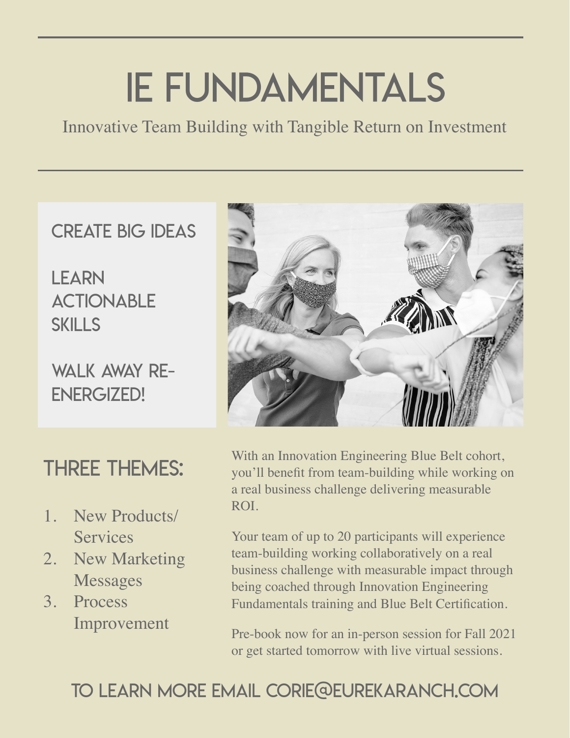# IE FUNDAMENTALS

Innovative Team Building with Tangible Return on Investment

CREATE BIG IDEAS

LEARN ACTIONABLE SKILLS

WALK AWAY RE-ENERGIZED!

## THREE THEMES:

1. New Products/ Services
2. New Marketing Messages
3. Process Improvement

With an Innovation Engineering Blue Belt cohort, you'll benefit from team-building while working on a real business challenge delivering measurable ROI.

Your team of up to 20 participants will experience team-building working collaboratively on a real business challenge with measurable impact through being coached through Innovation Engineering Fundamentals training and Blue Belt Certification.

Pre-book now for an in-person session for Fall 2021 or get started tomorrow with live virtual sessions.

## TO LEARN MORE EMAIL CORIE@EUREKARANCH.COM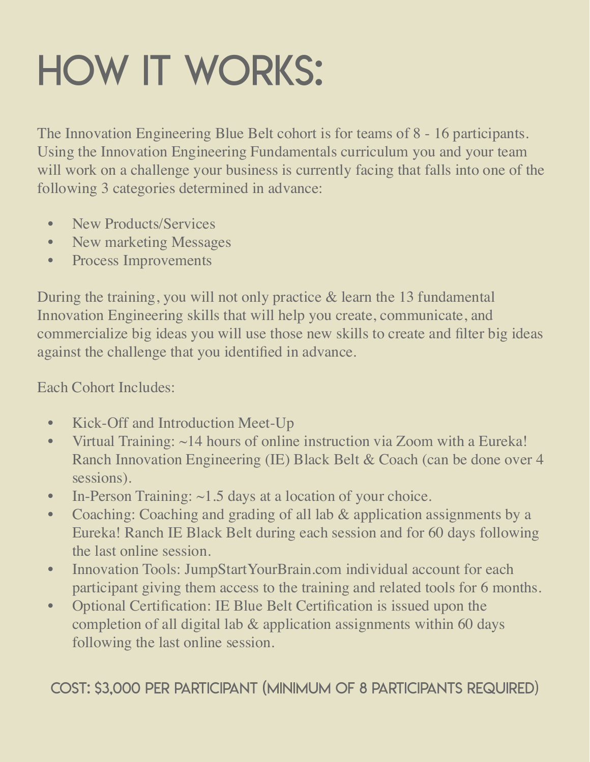# HOW IT WORKS:

The Innovation Engineering Blue Belt cohort is for teams of 8 - 16 participants. Using the Innovation Engineering Fundamentals curriculum you and your team will work on a challenge your business is currently facing that falls into one of the following 3 categories determined in advance:

- New Products/Services
- New marketing Messages
- Process Improvements

During the training, you will not only practice & learn the 13 fundamental Innovation Engineering skills that will help you create, communicate, and commercialize big ideas you will use those new skills to create and filter big ideas against the challenge that you identified in advance.

Each Cohort Includes:

- Kick-Off and Introduction Meet-Up
- Virtual Training: ~14 hours of online instruction via Zoom with a Eureka! Ranch Innovation Engineering (IE) Black Belt & Coach (can be done over 4 sessions).
- In-Person Training: ~1.5 days at a location of your choice.
- Coaching: Coaching and grading of all lab & application assignments by a Eureka! Ranch IE Black Belt during each session and for 60 days following the last online session.
- Innovation Tools: JumpStartYourBrain.com individual account for each participant giving them access to the training and related tools for 6 months.
- Optional Certification: IE Blue Belt Certification is issued upon the completion of all digital lab & application assignments within 60 days following the last online session.

**COST: $3,000 PER PARTICIPANT (MINIMUM OF 8 PARTICIPANTS REQUIRED)**